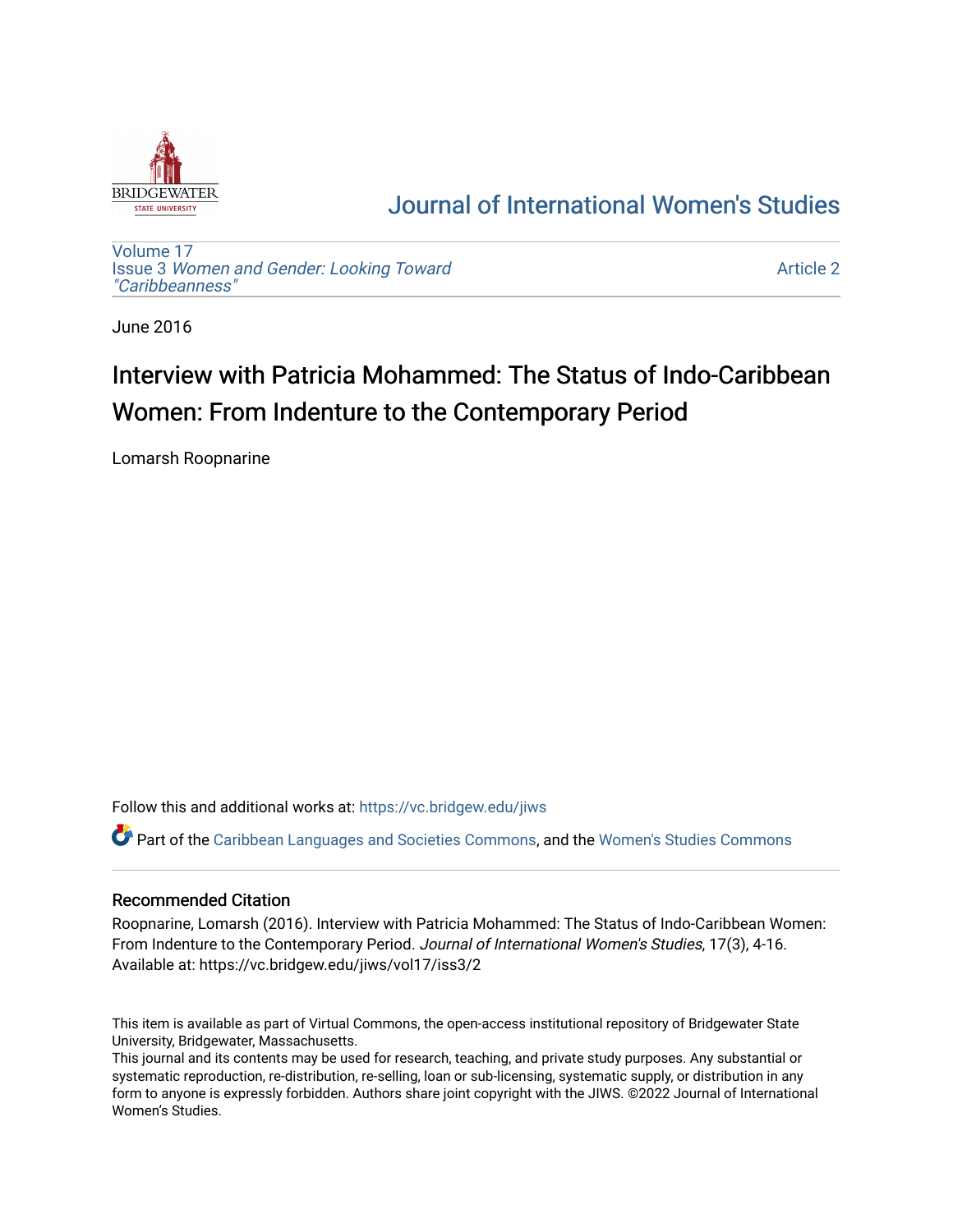Journal of International Women's Studies

Volume 17
Issue 3 *Women and Gender: Looking Toward "Caribbeanness"*

Article 2

June 2016

# Interview with Patricia Mohammed: The Status of Indo-Caribbean Women: From Indenture to the Contemporary Period

Lomarsh Roopnarine

Follow this and additional works at: https://vc.bridgew.edu/jiws

Part of the Caribbean Languages and Societies Commons, and the Women's Studies Commons

## Recommended Citation

Roopnarine, Lomarsh (2016). Interview with Patricia Mohammed: The Status of Indo-Caribbean Women: From Indenture to the Contemporary Period. *Journal of International Women's Studies*, 17(3), 4-16.
Available at: https://vc.bridgew.edu/jiws/vol17/iss3/2

This item is available as part of Virtual Commons, the open-access institutional repository of Bridgewater State University, Bridgewater, Massachusetts.
This journal and its contents may be used for research, teaching, and private study purposes. Any substantial or systematic reproduction, re-distribution, re-selling, loan or sub-licensing, systematic supply, or distribution in any form to anyone is expressly forbidden. Authors share joint copyright with the JIWS. ©2022 Journal of International Women's Studies.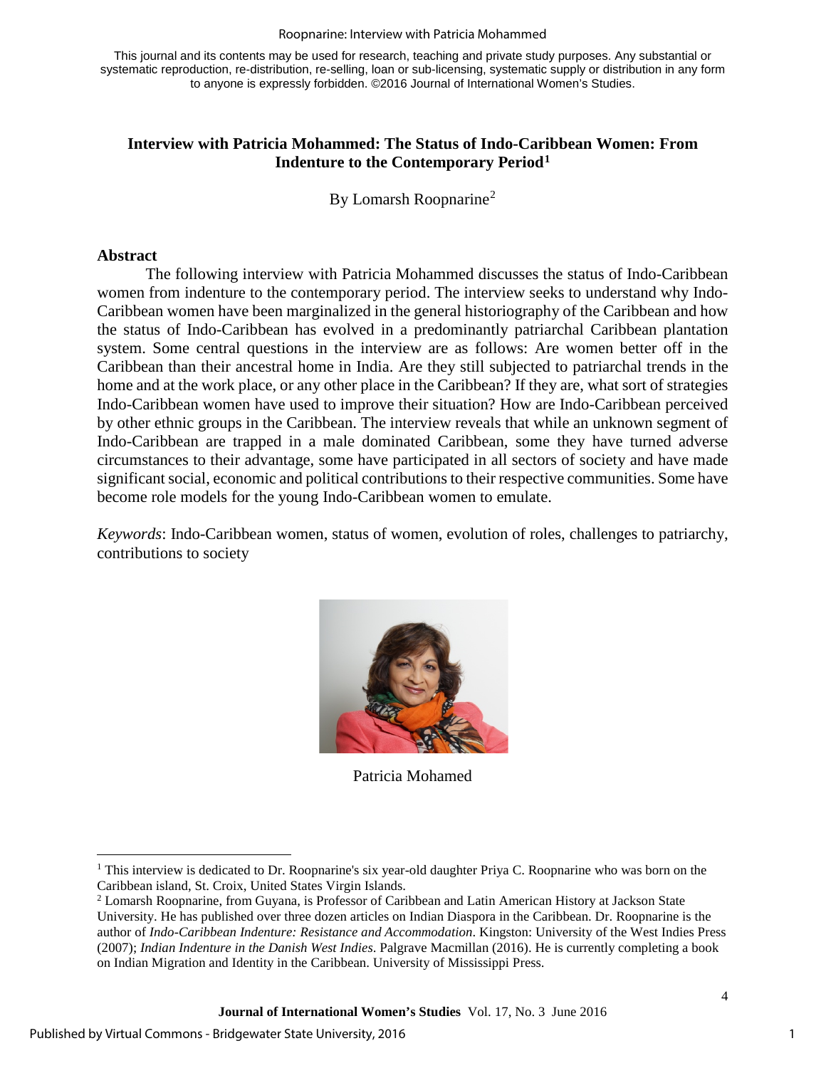This journal and its contents may be used for research, teaching and private study purposes. Any substantial or systematic reproduction, re-distribution, re-selling, loan or sub-licensing, systematic supply or distribution in any form to anyone is expressly forbidden. ©2016 Journal of International Women's Studies.

# Interview with Patricia Mohammed: The Status of Indo-Caribbean Women: From Indenture to the Contemporary Period[1]

By Lomarsh Roopnarine[2]

## Abstract

The following interview with Patricia Mohammed discusses the status of Indo-Caribbean women from indenture to the contemporary period. The interview seeks to understand why Indo-Caribbean women have been marginalized in the general historiography of the Caribbean and how the status of Indo-Caribbean has evolved in a predominantly patriarchal Caribbean plantation system. Some central questions in the interview are as follows: Are women better off in the Caribbean than their ancestral home in India. Are they still subjected to patriarchal trends in the home and at the work place, or any other place in the Caribbean? If they are, what sort of strategies Indo-Caribbean women have used to improve their situation? How are Indo-Caribbean perceived by other ethnic groups in the Caribbean. The interview reveals that while an unknown segment of Indo-Caribbean are trapped in a male dominated Caribbean, some they have turned adverse circumstances to their advantage, some have participated in all sectors of society and have made significant social, economic and political contributions to their respective communities. Some have become role models for the young Indo-Caribbean women to emulate.

*Keywords*: Indo-Caribbean women, status of women, evolution of roles, challenges to patriarchy, contributions to society

Patricia Mohamed

[1] This interview is dedicated to Dr. Roopnarine's six year-old daughter Priya C. Roopnarine who was born on the Caribbean island, St. Croix, United States Virgin Islands.

[2] Lomarsh Roopnarine, from Guyana, is Professor of Caribbean and Latin American History at Jackson State University. He has published over three dozen articles on Indian Diaspora in the Caribbean. Dr. Roopnarine is the author of *Indo-Caribbean Indenture: Resistance and Accommodation*. Kingston: University of the West Indies Press (2007); *Indian Indenture in the Danish West Indies*. Palgrave Macmillan (2016). He is currently completing a book on Indian Migration and Identity in the Caribbean. University of Mississippi Press.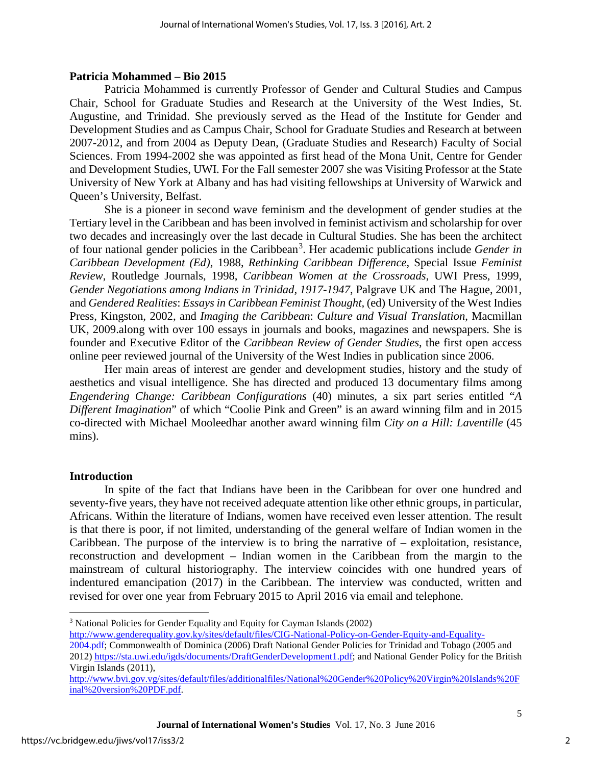**Patricia Mohammed – Bio 2015**

Patricia Mohammed is currently Professor of Gender and Cultural Studies and Campus Chair, School for Graduate Studies and Research at the University of the West Indies, St. Augustine, and Trinidad. She previously served as the Head of the Institute for Gender and Development Studies and as Campus Chair, School for Graduate Studies and Research at between 2007-2012, and from 2004 as Deputy Dean, (Graduate Studies and Research) Faculty of Social Sciences. From 1994-2002 she was appointed as first head of the Mona Unit, Centre for Gender and Development Studies, UWI. For the Fall semester 2007 she was Visiting Professor at the State University of New York at Albany and has had visiting fellowships at University of Warwick and Queen's University, Belfast.

She is a pioneer in second wave feminism and the development of gender studies at the Tertiary level in the Caribbean and has been involved in feminist activism and scholarship for over two decades and increasingly over the last decade in Cultural Studies. She has been the architect of four national gender policies in the Caribbean[3]. Her academic publications include *Gender in Caribbean Development (Ed)*, 1988, *Rethinking Caribbean Difference*, Special Issue *Feminist Review*, Routledge Journals, 1998, *Caribbean Women at the Crossroads*, UWI Press, 1999, *Gender Negotiations among Indians in Trinidad, 1917-1947*, Palgrave UK and The Hague, 2001, and *Gendered Realities*: *Essays in Caribbean Feminist Thought*, (ed) University of the West Indies Press, Kingston, 2002, and *Imaging the Caribbean*: *Culture and Visual Translation*, Macmillan UK, 2009.along with over 100 essays in journals and books, magazines and newspapers. She is founder and Executive Editor of the *Caribbean Review of Gender Studies*, the first open access online peer reviewed journal of the University of the West Indies in publication since 2006.

Her main areas of interest are gender and development studies, history and the study of aesthetics and visual intelligence. She has directed and produced 13 documentary films among *Engendering Change: Caribbean Configurations* (40) minutes, a six part series entitled "*A Different Imagination*" of which "Coolie Pink and Green" is an award winning film and in 2015 co-directed with Michael Mooleedhar another award winning film *City on a Hill: Laventille* (45 mins).

**Introduction**

In spite of the fact that Indians have been in the Caribbean for over one hundred and seventy-five years, they have not received adequate attention like other ethnic groups, in particular, Africans. Within the literature of Indians, women have received even lesser attention. The result is that there is poor, if not limited, understanding of the general welfare of Indian women in the Caribbean. The purpose of the interview is to bring the narrative of – exploitation, resistance, reconstruction and development – Indian women in the Caribbean from the margin to the mainstream of cultural historiography. The interview coincides with one hundred years of indentured emancipation (2017) in the Caribbean. The interview was conducted, written and revised for over one year from February 2015 to April 2016 via email and telephone.

---

[3] National Policies for Gender Equality and Equity for Cayman Islands (2002) http://www.genderequality.gov.ky/sites/default/files/CIG-National-Policy-on-Gender-Equity-and-Equality-2004.pdf; Commonwealth of Dominica (2006) Draft National Gender Policies for Trinidad and Tobago (2005 and 2012) https://sta.uwi.edu/igds/documents/DraftGenderDevelopment1.pdf; and National Gender Policy for the British Virgin Islands (2011), http://www.bvi.gov.vg/sites/default/files/additionalfiles/National%20Gender%20Policy%20Virgin%20Islands%20Final%20version%20PDF.pdf.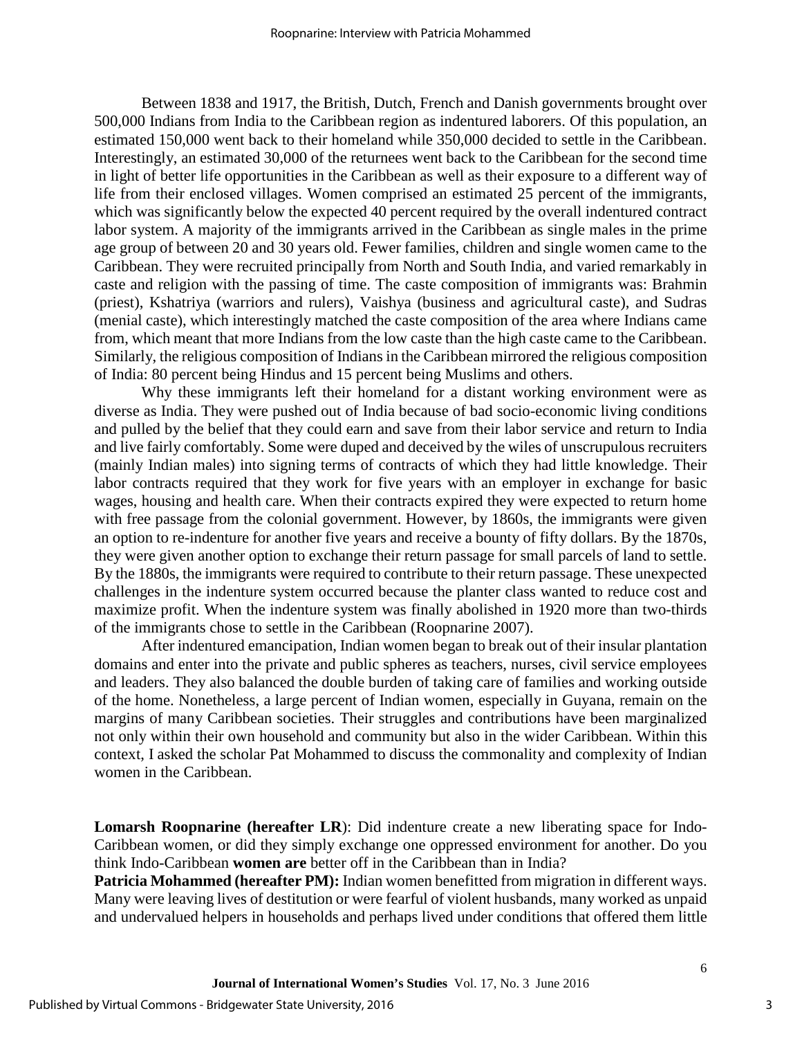Between 1838 and 1917, the British, Dutch, French and Danish governments brought over 500,000 Indians from India to the Caribbean region as indentured laborers. Of this population, an estimated 150,000 went back to their homeland while 350,000 decided to settle in the Caribbean. Interestingly, an estimated 30,000 of the returnees went back to the Caribbean for the second time in light of better life opportunities in the Caribbean as well as their exposure to a different way of life from their enclosed villages. Women comprised an estimated 25 percent of the immigrants, which was significantly below the expected 40 percent required by the overall indentured contract labor system. A majority of the immigrants arrived in the Caribbean as single males in the prime age group of between 20 and 30 years old. Fewer families, children and single women came to the Caribbean. They were recruited principally from North and South India, and varied remarkably in caste and religion with the passing of time. The caste composition of immigrants was: Brahmin (priest), Kshatriya (warriors and rulers), Vaishya (business and agricultural caste), and Sudras (menial caste), which interestingly matched the caste composition of the area where Indians came from, which meant that more Indians from the low caste than the high caste came to the Caribbean. Similarly, the religious composition of Indians in the Caribbean mirrored the religious composition of India: 80 percent being Hindus and 15 percent being Muslims and others.

Why these immigrants left their homeland for a distant working environment were as diverse as India. They were pushed out of India because of bad socio-economic living conditions and pulled by the belief that they could earn and save from their labor service and return to India and live fairly comfortably. Some were duped and deceived by the wiles of unscrupulous recruiters (mainly Indian males) into signing terms of contracts of which they had little knowledge. Their labor contracts required that they work for five years with an employer in exchange for basic wages, housing and health care. When their contracts expired they were expected to return home with free passage from the colonial government. However, by 1860s, the immigrants were given an option to re-indenture for another five years and receive a bounty of fifty dollars. By the 1870s, they were given another option to exchange their return passage for small parcels of land to settle. By the 1880s, the immigrants were required to contribute to their return passage. These unexpected challenges in the indenture system occurred because the planter class wanted to reduce cost and maximize profit. When the indenture system was finally abolished in 1920 more than two-thirds of the immigrants chose to settle in the Caribbean (Roopnarine 2007).

After indentured emancipation, Indian women began to break out of their insular plantation domains and enter into the private and public spheres as teachers, nurses, civil service employees and leaders. They also balanced the double burden of taking care of families and working outside of the home. Nonetheless, a large percent of Indian women, especially in Guyana, remain on the margins of many Caribbean societies. Their struggles and contributions have been marginalized not only within their own household and community but also in the wider Caribbean. Within this context, I asked the scholar Pat Mohammed to discuss the commonality and complexity of Indian women in the Caribbean.

**Lomarsh Roopnarine (hereafter LR**): Did indenture create a new liberating space for Indo-Caribbean women, or did they simply exchange one oppressed environment for another. Do you think Indo-Caribbean **women are** better off in the Caribbean than in India?

**Patricia Mohammed (hereafter PM):** Indian women benefitted from migration in different ways. Many were leaving lives of destitution or were fearful of violent husbands, many worked as unpaid and undervalued helpers in households and perhaps lived under conditions that offered them little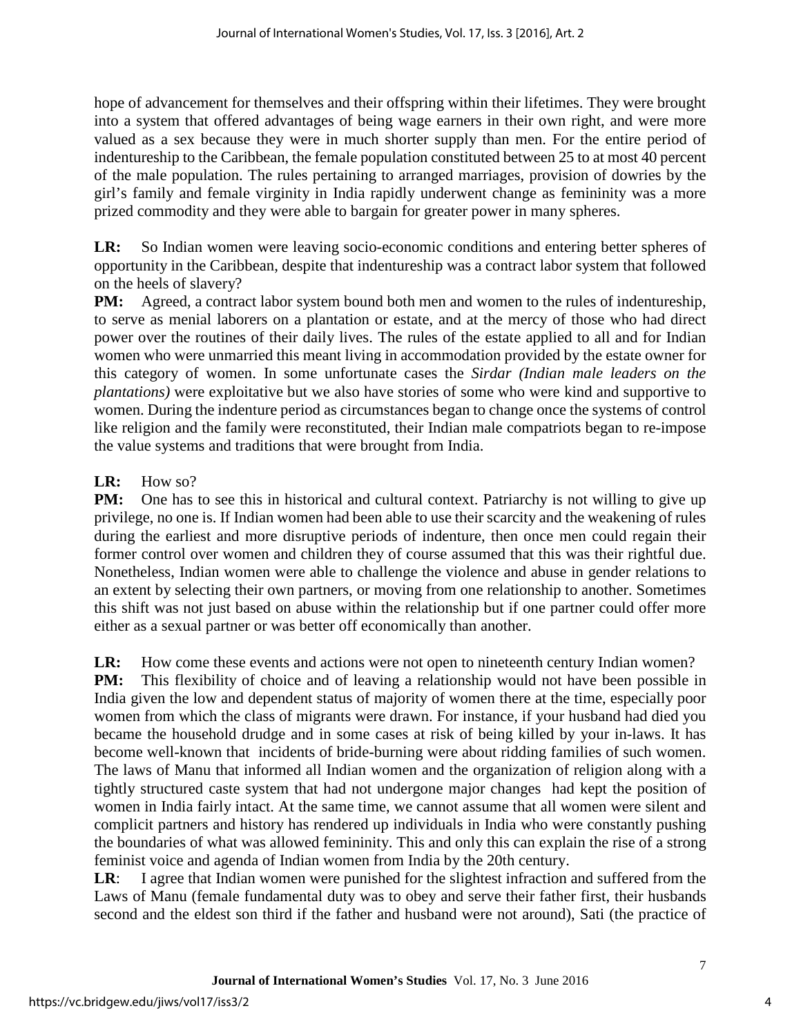hope of advancement for themselves and their offspring within their lifetimes. They were brought into a system that offered advantages of being wage earners in their own right, and were more valued as a sex because they were in much shorter supply than men. For the entire period of indentureship to the Caribbean, the female population constituted between 25 to at most 40 percent of the male population. The rules pertaining to arranged marriages, provision of dowries by the girl's family and female virginity in India rapidly underwent change as femininity was a more prized commodity and they were able to bargain for greater power in many spheres.

**LR:** So Indian women were leaving socio-economic conditions and entering better spheres of opportunity in the Caribbean, despite that indentureship was a contract labor system that followed on the heels of slavery?

**PM:** Agreed, a contract labor system bound both men and women to the rules of indentureship, to serve as menial laborers on a plantation or estate, and at the mercy of those who had direct power over the routines of their daily lives. The rules of the estate applied to all and for Indian women who were unmarried this meant living in accommodation provided by the estate owner for this category of women. In some unfortunate cases the *Sirdar (Indian male leaders on the plantations)* were exploitative but we also have stories of some who were kind and supportive to women. During the indenture period as circumstances began to change once the systems of control like religion and the family were reconstituted, their Indian male compatriots began to re-impose the value systems and traditions that were brought from India.

**LR:** How so?

**PM:** One has to see this in historical and cultural context. Patriarchy is not willing to give up privilege, no one is. If Indian women had been able to use their scarcity and the weakening of rules during the earliest and more disruptive periods of indenture, then once men could regain their former control over women and children they of course assumed that this was their rightful due. Nonetheless, Indian women were able to challenge the violence and abuse in gender relations to an extent by selecting their own partners, or moving from one relationship to another. Sometimes this shift was not just based on abuse within the relationship but if one partner could offer more either as a sexual partner or was better off economically than another.

**LR:** How come these events and actions were not open to nineteenth century Indian women?

**PM:** This flexibility of choice and of leaving a relationship would not have been possible in India given the low and dependent status of majority of women there at the time, especially poor women from which the class of migrants were drawn. For instance, if your husband had died you became the household drudge and in some cases at risk of being killed by your in-laws. It has become well-known that incidents of bride-burning were about ridding families of such women. The laws of Manu that informed all Indian women and the organization of religion along with a tightly structured caste system that had not undergone major changes had kept the position of women in India fairly intact. At the same time, we cannot assume that all women were silent and complicit partners and history has rendered up individuals in India who were constantly pushing the boundaries of what was allowed femininity. This and only this can explain the rise of a strong feminist voice and agenda of Indian women from India by the 20th century.

**LR**: I agree that Indian women were punished for the slightest infraction and suffered from the Laws of Manu (female fundamental duty was to obey and serve their father first, their husbands second and the eldest son third if the father and husband were not around), Sati (the practice of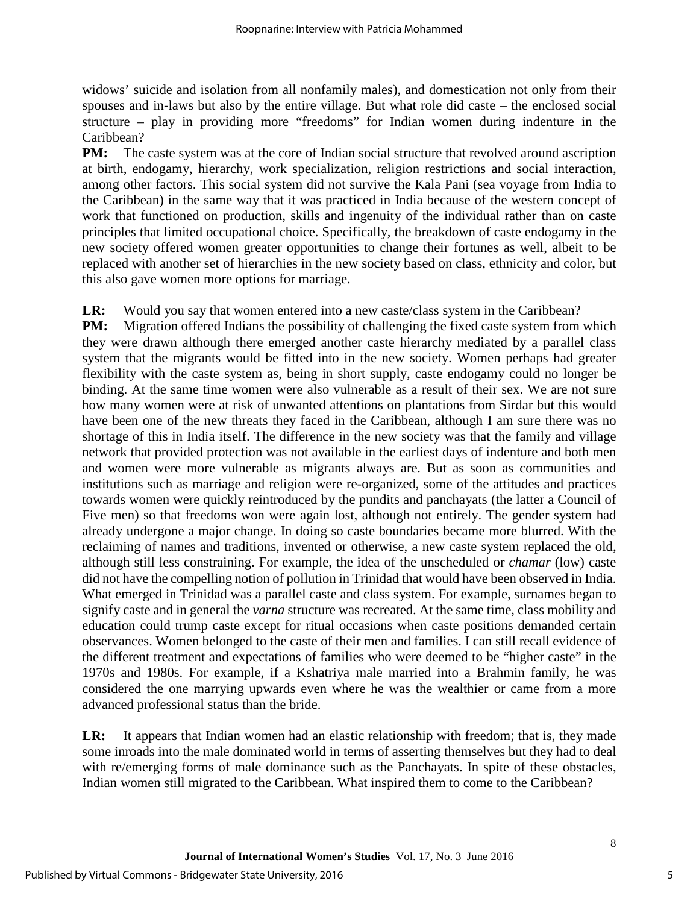widows' suicide and isolation from all nonfamily males), and domestication not only from their spouses and in-laws but also by the entire village. But what role did caste – the enclosed social structure – play in providing more "freedoms" for Indian women during indenture in the Caribbean?

**PM:** The caste system was at the core of Indian social structure that revolved around ascription at birth, endogamy, hierarchy, work specialization, religion restrictions and social interaction, among other factors. This social system did not survive the Kala Pani (sea voyage from India to the Caribbean) in the same way that it was practiced in India because of the western concept of work that functioned on production, skills and ingenuity of the individual rather than on caste principles that limited occupational choice. Specifically, the breakdown of caste endogamy in the new society offered women greater opportunities to change their fortunes as well, albeit to be replaced with another set of hierarchies in the new society based on class, ethnicity and color, but this also gave women more options for marriage.

**LR:** Would you say that women entered into a new caste/class system in the Caribbean?

**PM:** Migration offered Indians the possibility of challenging the fixed caste system from which they were drawn although there emerged another caste hierarchy mediated by a parallel class system that the migrants would be fitted into in the new society. Women perhaps had greater flexibility with the caste system as, being in short supply, caste endogamy could no longer be binding. At the same time women were also vulnerable as a result of their sex. We are not sure how many women were at risk of unwanted attentions on plantations from Sirdar but this would have been one of the new threats they faced in the Caribbean, although I am sure there was no shortage of this in India itself. The difference in the new society was that the family and village network that provided protection was not available in the earliest days of indenture and both men and women were more vulnerable as migrants always are. But as soon as communities and institutions such as marriage and religion were re-organized, some of the attitudes and practices towards women were quickly reintroduced by the pundits and panchayats (the latter a Council of Five men) so that freedoms won were again lost, although not entirely. The gender system had already undergone a major change. In doing so caste boundaries became more blurred. With the reclaiming of names and traditions, invented or otherwise, a new caste system replaced the old, although still less constraining. For example, the idea of the unscheduled or *chamar* (low) caste did not have the compelling notion of pollution in Trinidad that would have been observed in India. What emerged in Trinidad was a parallel caste and class system. For example, surnames began to signify caste and in general the *varna* structure was recreated. At the same time, class mobility and education could trump caste except for ritual occasions when caste positions demanded certain observances. Women belonged to the caste of their men and families. I can still recall evidence of the different treatment and expectations of families who were deemed to be "higher caste" in the 1970s and 1980s. For example, if a Kshatriya male married into a Brahmin family, he was considered the one marrying upwards even where he was the wealthier or came from a more advanced professional status than the bride.

**LR:** It appears that Indian women had an elastic relationship with freedom; that is, they made some inroads into the male dominated world in terms of asserting themselves but they had to deal with re/emerging forms of male dominance such as the Panchayats. In spite of these obstacles, Indian women still migrated to the Caribbean. What inspired them to come to the Caribbean?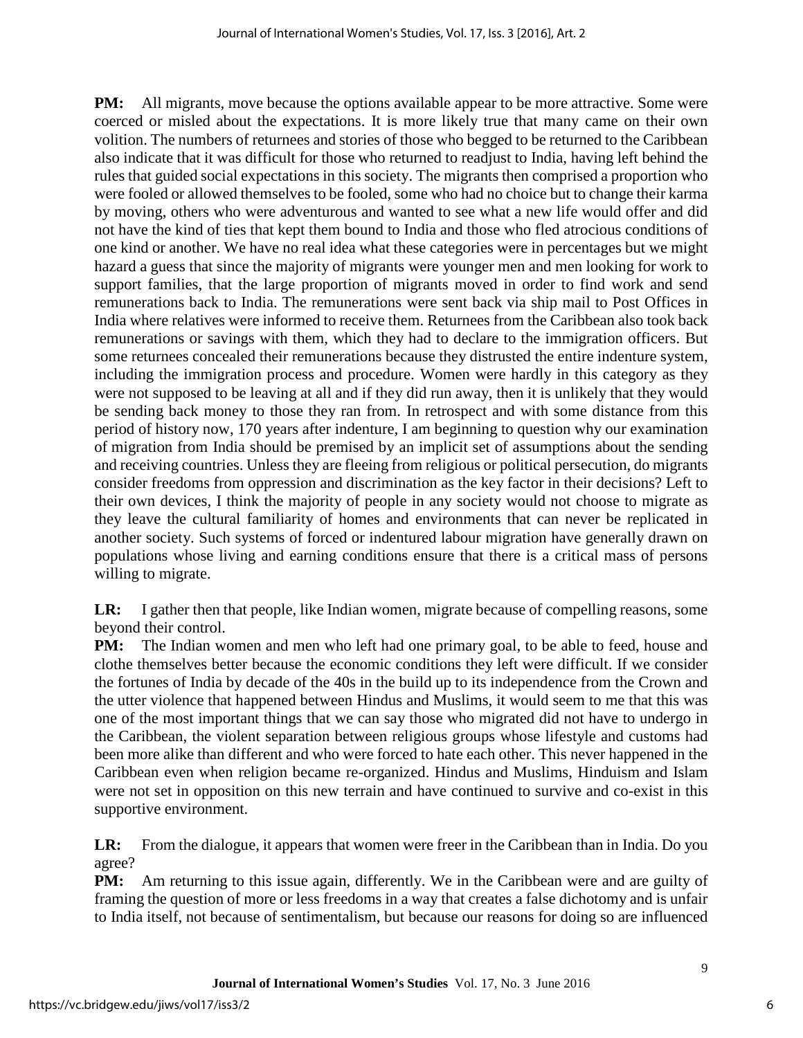**PM:** All migrants, move because the options available appear to be more attractive. Some were coerced or misled about the expectations. It is more likely true that many came on their own volition. The numbers of returnees and stories of those who begged to be returned to the Caribbean also indicate that it was difficult for those who returned to readjust to India, having left behind the rules that guided social expectations in this society. The migrants then comprised a proportion who were fooled or allowed themselves to be fooled, some who had no choice but to change their karma by moving, others who were adventurous and wanted to see what a new life would offer and did not have the kind of ties that kept them bound to India and those who fled atrocious conditions of one kind or another. We have no real idea what these categories were in percentages but we might hazard a guess that since the majority of migrants were younger men and men looking for work to support families, that the large proportion of migrants moved in order to find work and send remunerations back to India. The remunerations were sent back via ship mail to Post Offices in India where relatives were informed to receive them. Returnees from the Caribbean also took back remunerations or savings with them, which they had to declare to the immigration officers. But some returnees concealed their remunerations because they distrusted the entire indenture system, including the immigration process and procedure. Women were hardly in this category as they were not supposed to be leaving at all and if they did run away, then it is unlikely that they would be sending back money to those they ran from. In retrospect and with some distance from this period of history now, 170 years after indenture, I am beginning to question why our examination of migration from India should be premised by an implicit set of assumptions about the sending and receiving countries. Unless they are fleeing from religious or political persecution, do migrants consider freedoms from oppression and discrimination as the key factor in their decisions? Left to their own devices, I think the majority of people in any society would not choose to migrate as they leave the cultural familiarity of homes and environments that can never be replicated in another society. Such systems of forced or indentured labour migration have generally drawn on populations whose living and earning conditions ensure that there is a critical mass of persons willing to migrate.

**LR:** I gather then that people, like Indian women, migrate because of compelling reasons, some beyond their control.

**PM:** The Indian women and men who left had one primary goal, to be able to feed, house and clothe themselves better because the economic conditions they left were difficult. If we consider the fortunes of India by decade of the 40s in the build up to its independence from the Crown and the utter violence that happened between Hindus and Muslims, it would seem to me that this was one of the most important things that we can say those who migrated did not have to undergo in the Caribbean, the violent separation between religious groups whose lifestyle and customs had been more alike than different and who were forced to hate each other. This never happened in the Caribbean even when religion became re-organized. Hindus and Muslims, Hinduism and Islam were not set in opposition on this new terrain and have continued to survive and co-exist in this supportive environment.

**LR:** From the dialogue, it appears that women were freer in the Caribbean than in India. Do you agree?

**PM:** Am returning to this issue again, differently. We in the Caribbean were and are guilty of framing the question of more or less freedoms in a way that creates a false dichotomy and is unfair to India itself, not because of sentimentalism, but because our reasons for doing so are influenced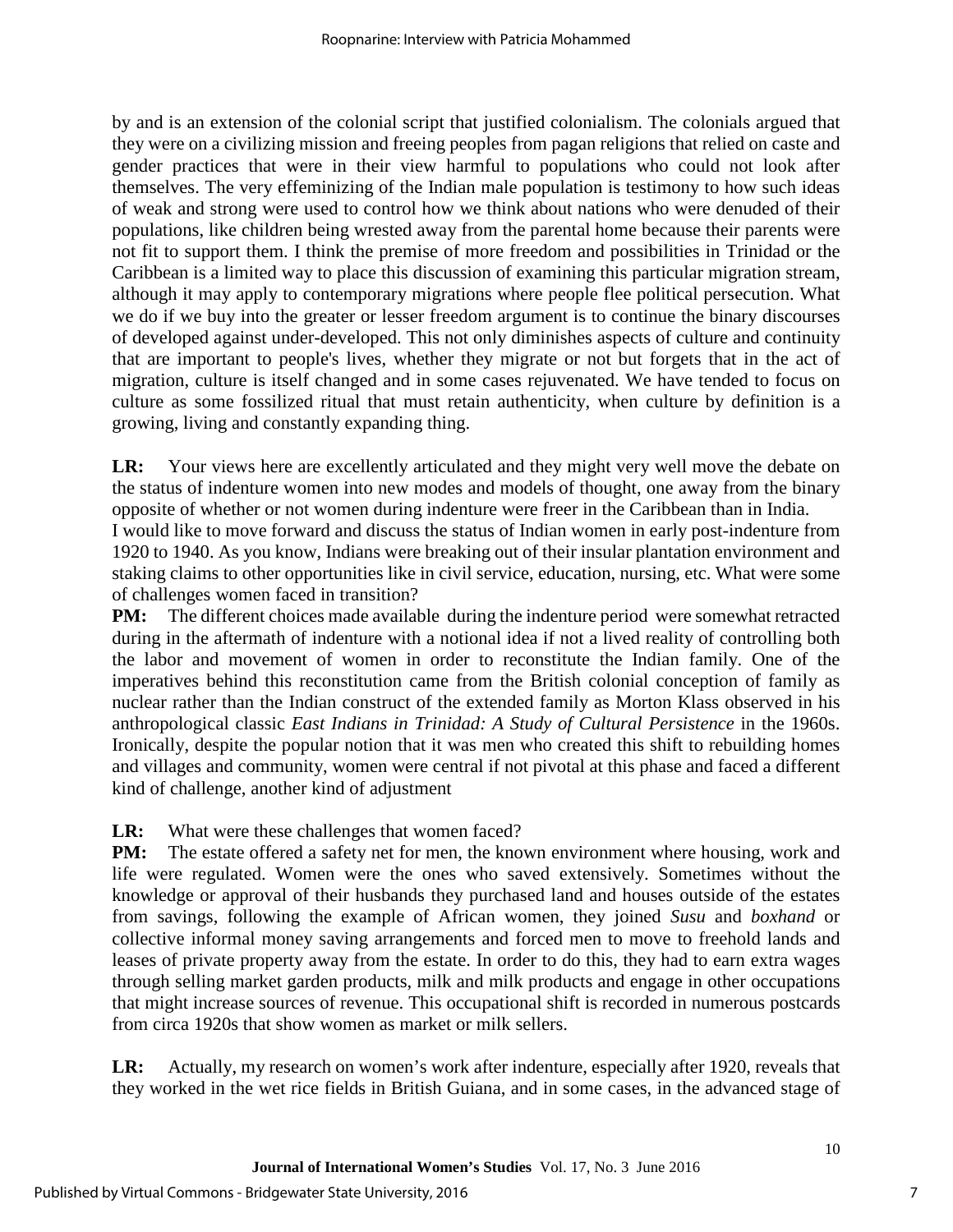by and is an extension of the colonial script that justified colonialism. The colonials argued that they were on a civilizing mission and freeing peoples from pagan religions that relied on caste and gender practices that were in their view harmful to populations who could not look after themselves. The very effeminizing of the Indian male population is testimony to how such ideas of weak and strong were used to control how we think about nations who were denuded of their populations, like children being wrested away from the parental home because their parents were not fit to support them. I think the premise of more freedom and possibilities in Trinidad or the Caribbean is a limited way to place this discussion of examining this particular migration stream, although it may apply to contemporary migrations where people flee political persecution. What we do if we buy into the greater or lesser freedom argument is to continue the binary discourses of developed against under-developed. This not only diminishes aspects of culture and continuity that are important to people's lives, whether they migrate or not but forgets that in the act of migration, culture is itself changed and in some cases rejuvenated. We have tended to focus on culture as some fossilized ritual that must retain authenticity, when culture by definition is a growing, living and constantly expanding thing.

**LR:** Your views here are excellently articulated and they might very well move the debate on the status of indenture women into new modes and models of thought, one away from the binary opposite of whether or not women during indenture were freer in the Caribbean than in India.

I would like to move forward and discuss the status of Indian women in early post-indenture from 1920 to 1940. As you know, Indians were breaking out of their insular plantation environment and staking claims to other opportunities like in civil service, education, nursing, etc. What were some of challenges women faced in transition?

**PM:** The different choices made available during the indenture period were somewhat retracted during in the aftermath of indenture with a notional idea if not a lived reality of controlling both the labor and movement of women in order to reconstitute the Indian family. One of the imperatives behind this reconstitution came from the British colonial conception of family as nuclear rather than the Indian construct of the extended family as Morton Klass observed in his anthropological classic *East Indians in Trinidad: A Study of Cultural Persistence* in the 1960s. Ironically, despite the popular notion that it was men who created this shift to rebuilding homes and villages and community, women were central if not pivotal at this phase and faced a different kind of challenge, another kind of adjustment

**LR:** What were these challenges that women faced?

**PM:** The estate offered a safety net for men, the known environment where housing, work and life were regulated. Women were the ones who saved extensively. Sometimes without the knowledge or approval of their husbands they purchased land and houses outside of the estates from savings, following the example of African women, they joined *Susu* and *boxhand* or collective informal money saving arrangements and forced men to move to freehold lands and leases of private property away from the estate. In order to do this, they had to earn extra wages through selling market garden products, milk and milk products and engage in other occupations that might increase sources of revenue. This occupational shift is recorded in numerous postcards from circa 1920s that show women as market or milk sellers.

**LR:** Actually, my research on women's work after indenture, especially after 1920, reveals that they worked in the wet rice fields in British Guiana, and in some cases, in the advanced stage of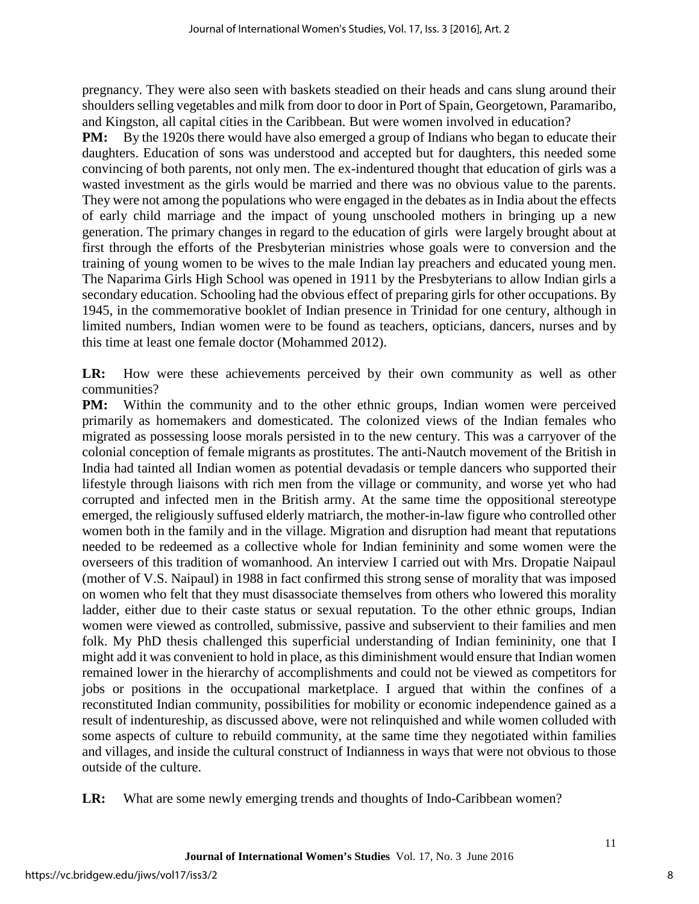pregnancy. They were also seen with baskets steadied on their heads and cans slung around their shoulders selling vegetables and milk from door to door in Port of Spain, Georgetown, Paramaribo, and Kingston, all capital cities in the Caribbean. But were women involved in education?

**PM:** By the 1920s there would have also emerged a group of Indians who began to educate their daughters. Education of sons was understood and accepted but for daughters, this needed some convincing of both parents, not only men. The ex-indentured thought that education of girls was a wasted investment as the girls would be married and there was no obvious value to the parents. They were not among the populations who were engaged in the debates as in India about the effects of early child marriage and the impact of young unschooled mothers in bringing up a new generation. The primary changes in regard to the education of girls were largely brought about at first through the efforts of the Presbyterian ministries whose goals were to conversion and the training of young women to be wives to the male Indian lay preachers and educated young men. The Naparima Girls High School was opened in 1911 by the Presbyterians to allow Indian girls a secondary education. Schooling had the obvious effect of preparing girls for other occupations. By 1945, in the commemorative booklet of Indian presence in Trinidad for one century, although in limited numbers, Indian women were to be found as teachers, opticians, dancers, nurses and by this time at least one female doctor (Mohammed 2012).

**LR:** How were these achievements perceived by their own community as well as other communities?

**PM:** Within the community and to the other ethnic groups, Indian women were perceived primarily as homemakers and domesticated. The colonized views of the Indian females who migrated as possessing loose morals persisted in to the new century. This was a carryover of the colonial conception of female migrants as prostitutes. The anti-Nautch movement of the British in India had tainted all Indian women as potential devadasis or temple dancers who supported their lifestyle through liaisons with rich men from the village or community, and worse yet who had corrupted and infected men in the British army. At the same time the oppositional stereotype emerged, the religiously suffused elderly matriarch, the mother-in-law figure who controlled other women both in the family and in the village. Migration and disruption had meant that reputations needed to be redeemed as a collective whole for Indian femininity and some women were the overseers of this tradition of womanhood. An interview I carried out with Mrs. Dropatie Naipaul (mother of V.S. Naipaul) in 1988 in fact confirmed this strong sense of morality that was imposed on women who felt that they must disassociate themselves from others who lowered this morality ladder, either due to their caste status or sexual reputation. To the other ethnic groups, Indian women were viewed as controlled, submissive, passive and subservient to their families and men folk. My PhD thesis challenged this superficial understanding of Indian femininity, one that I might add it was convenient to hold in place, as this diminishment would ensure that Indian women remained lower in the hierarchy of accomplishments and could not be viewed as competitors for jobs or positions in the occupational marketplace. I argued that within the confines of a reconstituted Indian community, possibilities for mobility or economic independence gained as a result of indentureship, as discussed above, were not relinquished and while women colluded with some aspects of culture to rebuild community, at the same time they negotiated within families and villages, and inside the cultural construct of Indianness in ways that were not obvious to those outside of the culture.

**LR:** What are some newly emerging trends and thoughts of Indo-Caribbean women?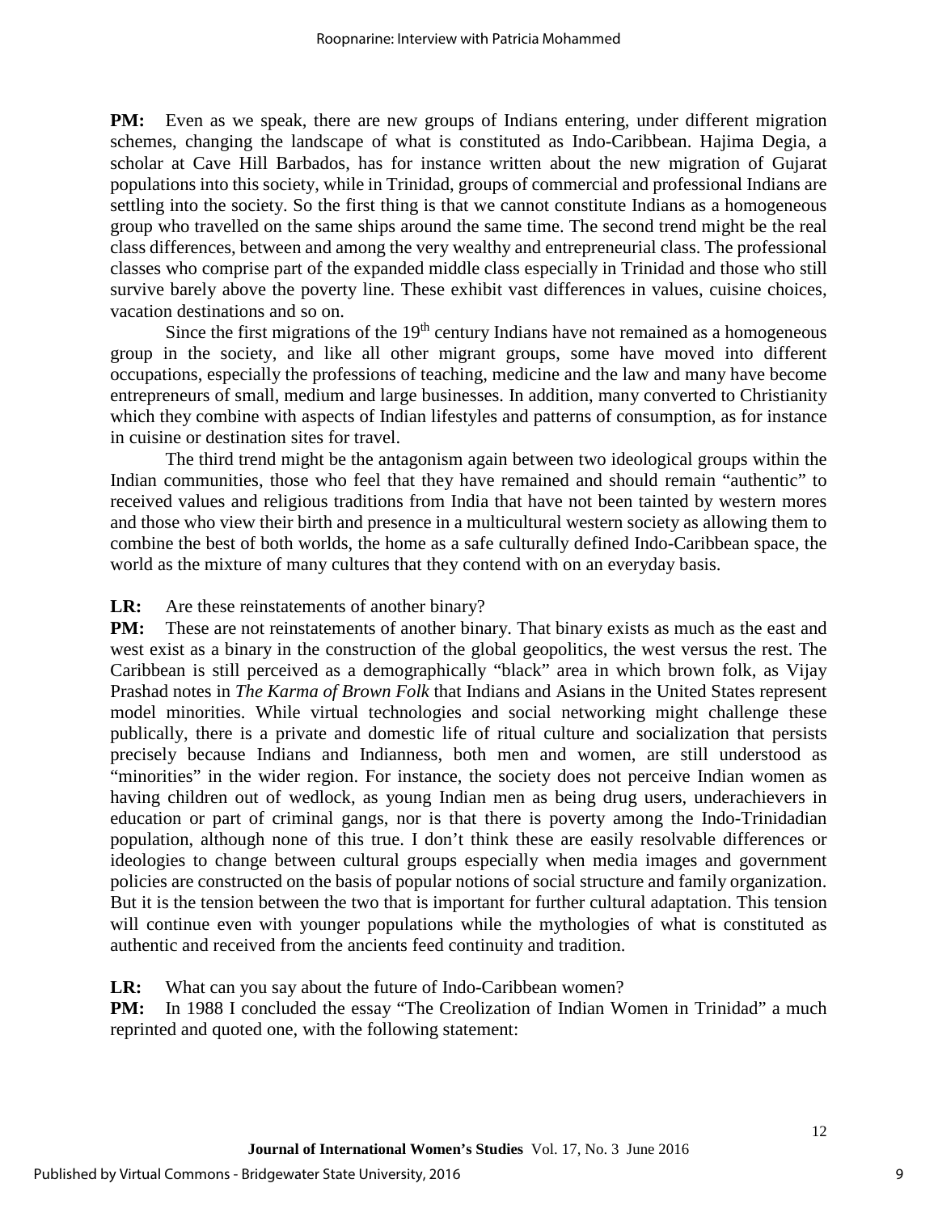**PM:** Even as we speak, there are new groups of Indians entering, under different migration schemes, changing the landscape of what is constituted as Indo-Caribbean. Hajima Degia, a scholar at Cave Hill Barbados, has for instance written about the new migration of Gujarat populations into this society, while in Trinidad, groups of commercial and professional Indians are settling into the society. So the first thing is that we cannot constitute Indians as a homogeneous group who travelled on the same ships around the same time. The second trend might be the real class differences, between and among the very wealthy and entrepreneurial class. The professional classes who comprise part of the expanded middle class especially in Trinidad and those who still survive barely above the poverty line. These exhibit vast differences in values, cuisine choices, vacation destinations and so on.

Since the first migrations of the 19th century Indians have not remained as a homogeneous group in the society, and like all other migrant groups, some have moved into different occupations, especially the professions of teaching, medicine and the law and many have become entrepreneurs of small, medium and large businesses. In addition, many converted to Christianity which they combine with aspects of Indian lifestyles and patterns of consumption, as for instance in cuisine or destination sites for travel.

The third trend might be the antagonism again between two ideological groups within the Indian communities, those who feel that they have remained and should remain "authentic" to received values and religious traditions from India that have not been tainted by western mores and those who view their birth and presence in a multicultural western society as allowing them to combine the best of both worlds, the home as a safe culturally defined Indo-Caribbean space, the world as the mixture of many cultures that they contend with on an everyday basis.

**LR:** Are these reinstatements of another binary?

**PM:** These are not reinstatements of another binary. That binary exists as much as the east and west exist as a binary in the construction of the global geopolitics, the west versus the rest. The Caribbean is still perceived as a demographically "black" area in which brown folk, as Vijay Prashad notes in *The Karma of Brown Folk* that Indians and Asians in the United States represent model minorities. While virtual technologies and social networking might challenge these publically, there is a private and domestic life of ritual culture and socialization that persists precisely because Indians and Indianness, both men and women, are still understood as "minorities" in the wider region. For instance, the society does not perceive Indian women as having children out of wedlock, as young Indian men as being drug users, underachievers in education or part of criminal gangs, nor is that there is poverty among the Indo-Trinidadian population, although none of this true. I don't think these are easily resolvable differences or ideologies to change between cultural groups especially when media images and government policies are constructed on the basis of popular notions of social structure and family organization. But it is the tension between the two that is important for further cultural adaptation. This tension will continue even with younger populations while the mythologies of what is constituted as authentic and received from the ancients feed continuity and tradition.

**LR:** What can you say about the future of Indo-Caribbean women?

**PM:** In 1988 I concluded the essay "The Creolization of Indian Women in Trinidad" a much reprinted and quoted one, with the following statement: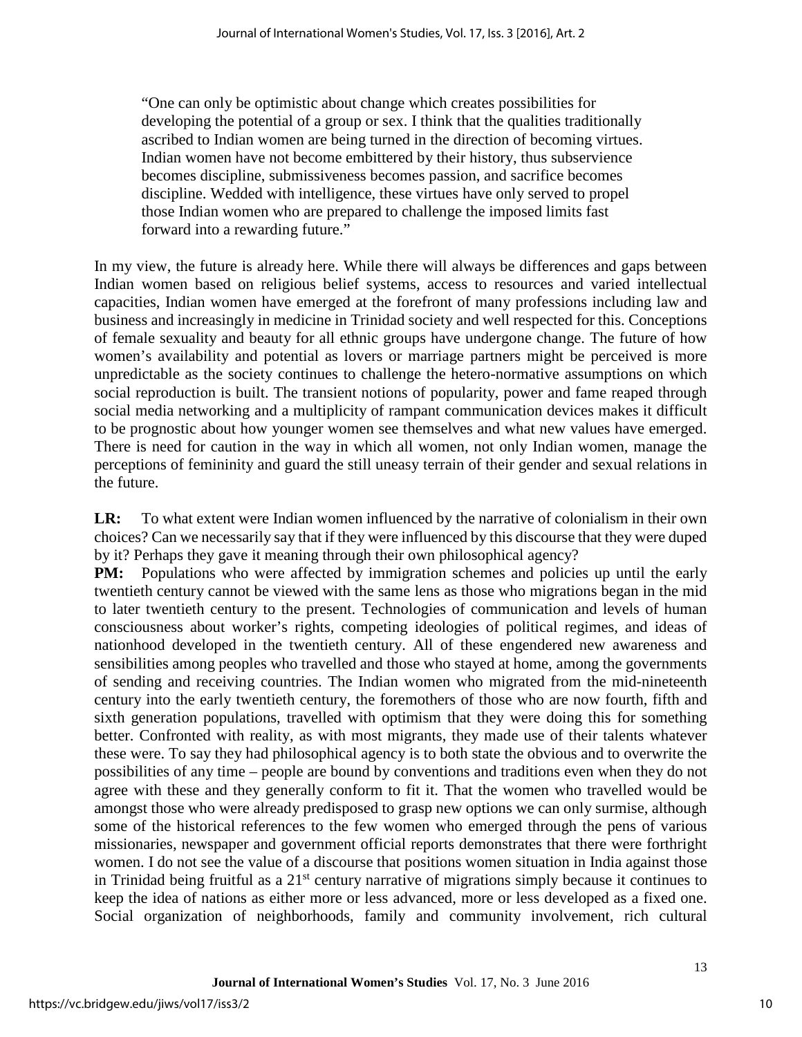> "One can only be optimistic about change which creates possibilities for developing the potential of a group or sex. I think that the qualities traditionally ascribed to Indian women are being turned in the direction of becoming virtues. Indian women have not become embittered by their history, thus subservience becomes discipline, submissiveness becomes passion, and sacrifice becomes discipline. Wedded with intelligence, these virtues have only served to propel those Indian women who are prepared to challenge the imposed limits fast forward into a rewarding future."

In my view, the future is already here. While there will always be differences and gaps between Indian women based on religious belief systems, access to resources and varied intellectual capacities, Indian women have emerged at the forefront of many professions including law and business and increasingly in medicine in Trinidad society and well respected for this. Conceptions of female sexuality and beauty for all ethnic groups have undergone change. The future of how women's availability and potential as lovers or marriage partners might be perceived is more unpredictable as the society continues to challenge the hetero-normative assumptions on which social reproduction is built. The transient notions of popularity, power and fame reaped through social media networking and a multiplicity of rampant communication devices makes it difficult to be prognostic about how younger women see themselves and what new values have emerged. There is need for caution in the way in which all women, not only Indian women, manage the perceptions of femininity and guard the still uneasy terrain of their gender and sexual relations in the future.

**LR:** To what extent were Indian women influenced by the narrative of colonialism in their own choices? Can we necessarily say that if they were influenced by this discourse that they were duped by it? Perhaps they gave it meaning through their own philosophical agency?

**PM:** Populations who were affected by immigration schemes and policies up until the early twentieth century cannot be viewed with the same lens as those who migrations began in the mid to later twentieth century to the present. Technologies of communication and levels of human consciousness about worker's rights, competing ideologies of political regimes, and ideas of nationhood developed in the twentieth century. All of these engendered new awareness and sensibilities among peoples who travelled and those who stayed at home, among the governments of sending and receiving countries. The Indian women who migrated from the mid-nineteenth century into the early twentieth century, the foremothers of those who are now fourth, fifth and sixth generation populations, travelled with optimism that they were doing this for something better. Confronted with reality, as with most migrants, they made use of their talents whatever these were. To say they had philosophical agency is to both state the obvious and to overwrite the possibilities of any time – people are bound by conventions and traditions even when they do not agree with these and they generally conform to fit it. That the women who travelled would be amongst those who were already predisposed to grasp new options we can only surmise, although some of the historical references to the few women who emerged through the pens of various missionaries, newspaper and government official reports demonstrates that there were forthright women. I do not see the value of a discourse that positions women situation in India against those in Trinidad being fruitful as a 21st century narrative of migrations simply because it continues to keep the idea of nations as either more or less advanced, more or less developed as a fixed one. Social organization of neighborhoods, family and community involvement, rich cultural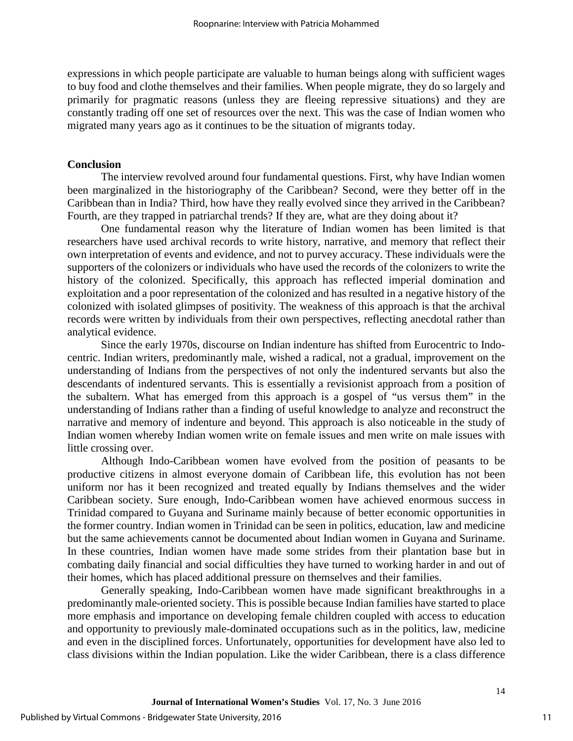expressions in which people participate are valuable to human beings along with sufficient wages to buy food and clothe themselves and their families. When people migrate, they do so largely and primarily for pragmatic reasons (unless they are fleeing repressive situations) and they are constantly trading off one set of resources over the next. This was the case of Indian women who migrated many years ago as it continues to be the situation of migrants today.

## Conclusion

The interview revolved around four fundamental questions. First, why have Indian women been marginalized in the historiography of the Caribbean? Second, were they better off in the Caribbean than in India? Third, how have they really evolved since they arrived in the Caribbean? Fourth, are they trapped in patriarchal trends? If they are, what are they doing about it?

One fundamental reason why the literature of Indian women has been limited is that researchers have used archival records to write history, narrative, and memory that reflect their own interpretation of events and evidence, and not to purvey accuracy. These individuals were the supporters of the colonizers or individuals who have used the records of the colonizers to write the history of the colonized. Specifically, this approach has reflected imperial domination and exploitation and a poor representation of the colonized and has resulted in a negative history of the colonized with isolated glimpses of positivity. The weakness of this approach is that the archival records were written by individuals from their own perspectives, reflecting anecdotal rather than analytical evidence.

Since the early 1970s, discourse on Indian indenture has shifted from Eurocentric to Indo-centric. Indian writers, predominantly male, wished a radical, not a gradual, improvement on the understanding of Indians from the perspectives of not only the indentured servants but also the descendants of indentured servants. This is essentially a revisionist approach from a position of the subaltern. What has emerged from this approach is a gospel of "us versus them" in the understanding of Indians rather than a finding of useful knowledge to analyze and reconstruct the narrative and memory of indenture and beyond. This approach is also noticeable in the study of Indian women whereby Indian women write on female issues and men write on male issues with little crossing over.

Although Indo-Caribbean women have evolved from the position of peasants to be productive citizens in almost everyone domain of Caribbean life, this evolution has not been uniform nor has it been recognized and treated equally by Indians themselves and the wider Caribbean society. Sure enough, Indo-Caribbean women have achieved enormous success in Trinidad compared to Guyana and Suriname mainly because of better economic opportunities in the former country. Indian women in Trinidad can be seen in politics, education, law and medicine but the same achievements cannot be documented about Indian women in Guyana and Suriname. In these countries, Indian women have made some strides from their plantation base but in combating daily financial and social difficulties they have turned to working harder in and out of their homes, which has placed additional pressure on themselves and their families.

Generally speaking, Indo-Caribbean women have made significant breakthroughs in a predominantly male-oriented society. This is possible because Indian families have started to place more emphasis and importance on developing female children coupled with access to education and opportunity to previously male-dominated occupations such as in the politics, law, medicine and even in the disciplined forces. Unfortunately, opportunities for development have also led to class divisions within the Indian population. Like the wider Caribbean, there is a class difference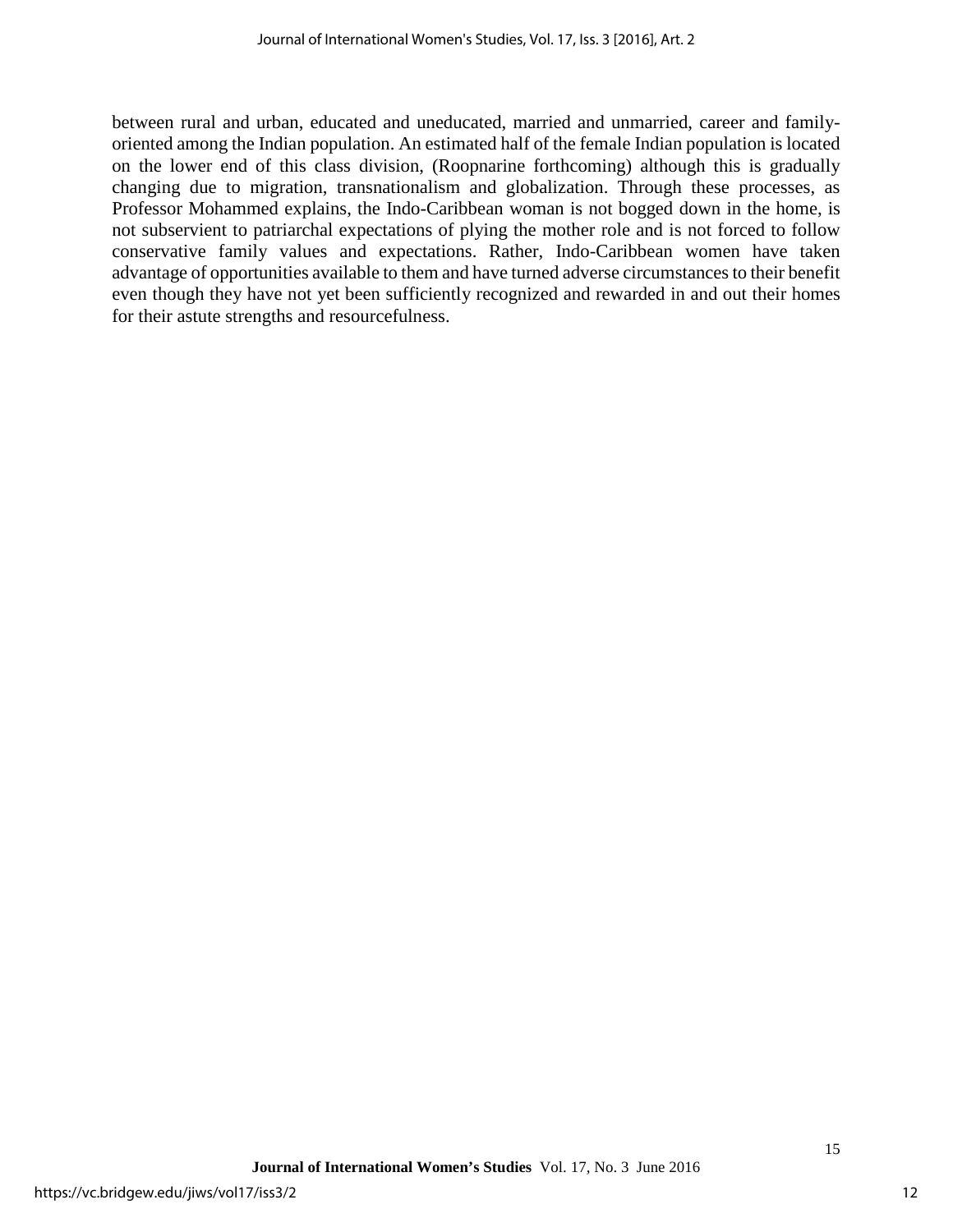between rural and urban, educated and uneducated, married and unmarried, career and family-oriented among the Indian population. An estimated half of the female Indian population is located on the lower end of this class division, (Roopnarine forthcoming) although this is gradually changing due to migration, transnationalism and globalization. Through these processes, as Professor Mohammed explains, the Indo-Caribbean woman is not bogged down in the home, is not subservient to patriarchal expectations of plying the mother role and is not forced to follow conservative family values and expectations. Rather, Indo-Caribbean women have taken advantage of opportunities available to them and have turned adverse circumstances to their benefit even though they have not yet been sufficiently recognized and rewarded in and out their homes for their astute strengths and resourcefulness.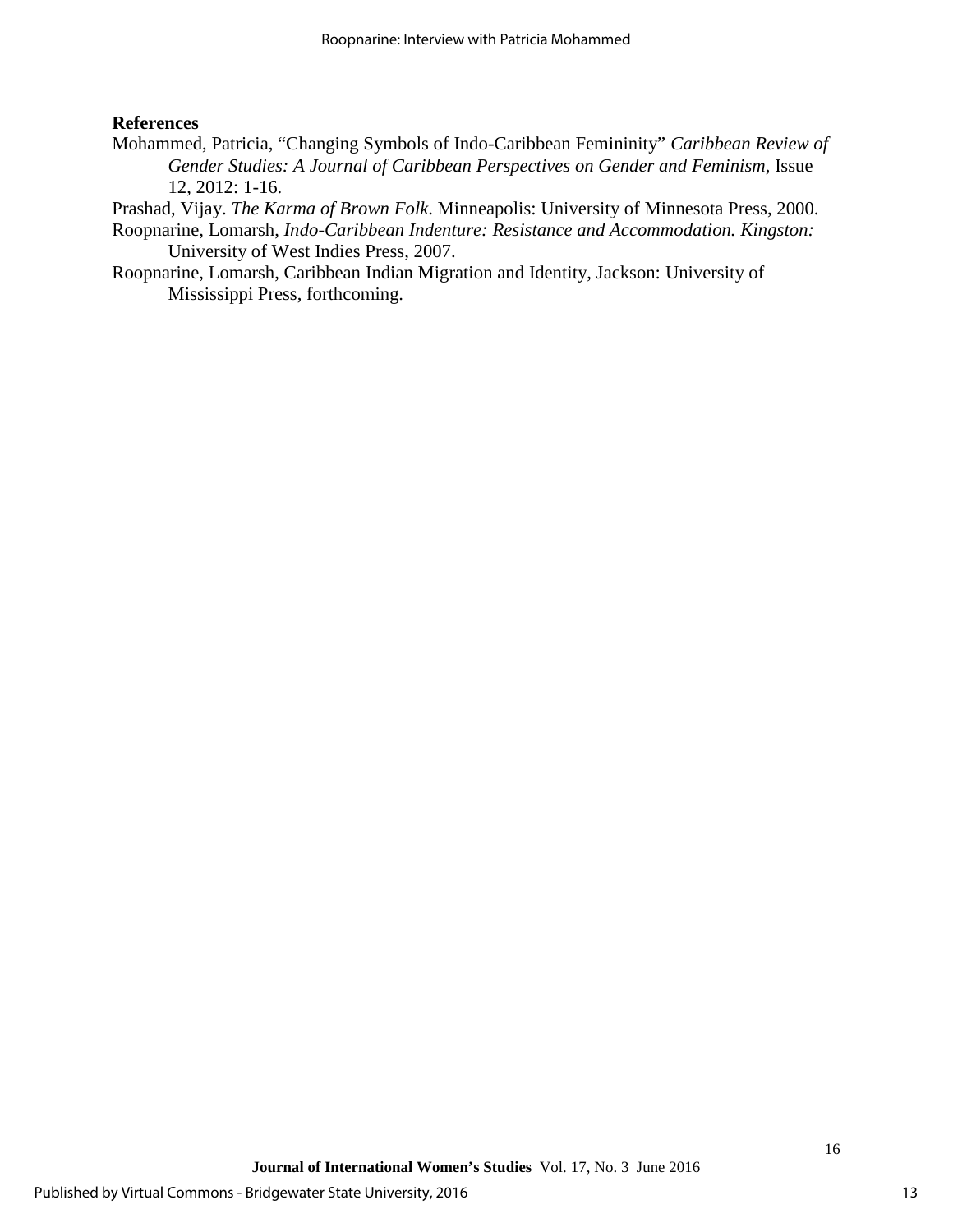## References

Mohammed, Patricia, "Changing Symbols of Indo-Caribbean Femininity" *Caribbean Review of Gender Studies: A Journal of Caribbean Perspectives on Gender and Feminism*, Issue 12, 2012: 1-16.

Prashad, Vijay. *The Karma of Brown Folk*. Minneapolis: University of Minnesota Press, 2000.

Roopnarine, Lomarsh, *Indo-Caribbean Indenture: Resistance and Accommodation. Kingston:* University of West Indies Press, 2007.

Roopnarine, Lomarsh, Caribbean Indian Migration and Identity, Jackson: University of Mississippi Press, forthcoming.